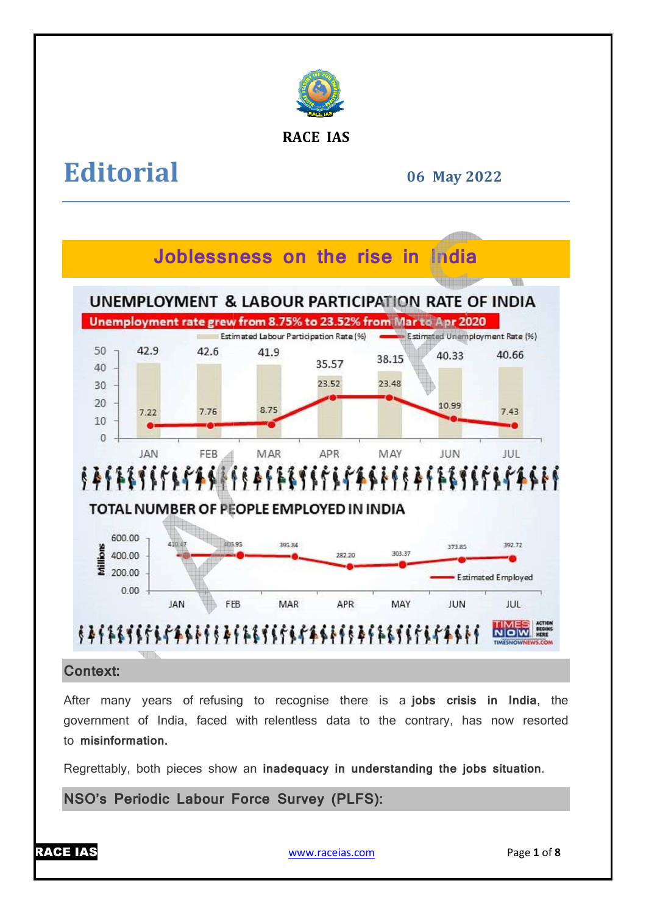RACE IAS

# Editorial

**06 May 2022**

## Joblessness on the rise in India

UNEMPLOYMENT & LABOUR PARTICIPATION RATE OF INDIA

Unemployment rate grew from 8.75% to 23.52% from Mar to Apr 2020

| Month | Estimated Labour Participation Rate (%) | Estimated Unemployment Rate (%) |
|---|---|---|
| JAN | 42.9 | 7.22 |
| FEB | 42.6 | 7.76 |
| MAR | 41.9 | 8.75 |
| APR | 35.57 | 23.52 |
| MAY | 38.15 | 23.48 |
| JUN | 40.33 | 10.99 |
| JUL | 40.66 | 7.43 |

TOTAL NUMBER OF PEOPLE EMPLOYED IN INDIA

| Month | Estimated Employed (Millions) |
|---|---|
| JAN | 410.47 |
| FEB | 405.95 |
| MAR | 395.84 |
| APR | 282.20 |
| MAY | 303.37 |
| JUN | 373.85 |
| JUL | 392.72 |

### Context:

After many years of refusing to recognise there is a **jobs crisis in India**, the government of India, faced with relentless data to the contrary, has now resorted to **misinformation.**

Regrettably, both pieces show an **inadequacy in understanding the jobs situation**.

### NSO's Periodic Labour Force Survey (PLFS):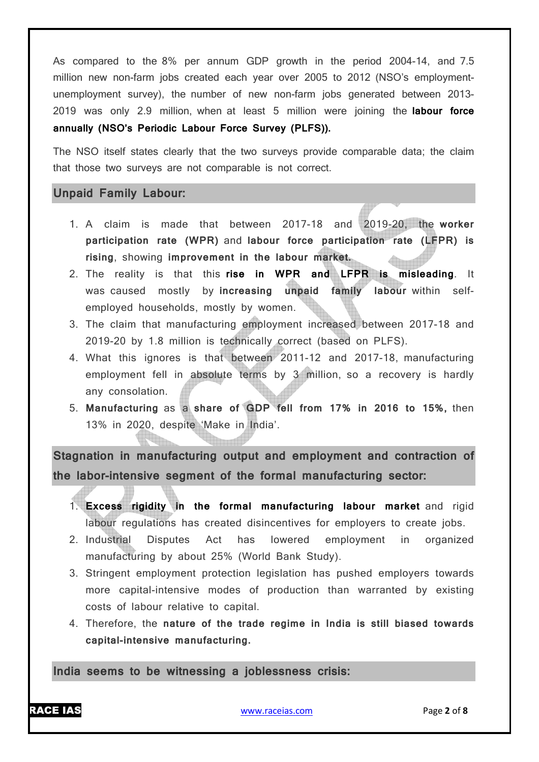As compared to the 8% per annum GDP growth in the period 2004-14, and 7.5 million new non-farm jobs created each year over 2005 to 2012 (NSO's employment-unemployment survey), the number of new non-farm jobs generated between 2013-2019 was only 2.9 million, when at least 5 million were joining the **labour force annually (NSO's Periodic Labour Force Survey (PLFS)).**

The NSO itself states clearly that the two surveys provide comparable data; the claim that those two surveys are not comparable is not correct.

## Unpaid Family Labour:

1. A claim is made that between 2017-18 and 2019-20, the **worker participation rate (WPR)** and **labour force participation rate (LFPR) is rising**, showing **improvement in the labour market.**
2. The reality is that this **rise in WPR and LFPR is misleading**. It was caused mostly by **increasing unpaid family labour** within self-employed households, mostly by women.
3. The claim that manufacturing employment increased between 2017-18 and 2019-20 by 1.8 million is technically correct (based on PLFS).
4. What this ignores is that between 2011-12 and 2017-18, manufacturing employment fell in absolute terms by 3 million, so a recovery is hardly any consolation.
5. **Manufacturing** as **a share of GDP fell from 17% in 2016 to 15%,** then 13% in 2020, despite 'Make in India'.

## Stagnation in manufacturing output and employment and contraction of the labor-intensive segment of the formal manufacturing sector:

1. **Excess rigidity in the formal manufacturing labour market** and rigid labour regulations has created disincentives for employers to create jobs.
2. Industrial Disputes Act has lowered employment in organized manufacturing by about 25% (World Bank Study).
3. Stringent employment protection legislation has pushed employers towards more capital-intensive modes of production than warranted by existing costs of labour relative to capital.
4. Therefore, the **nature of the trade regime in India is still biased towards capital-intensive manufacturing.**

## India seems to be witnessing a joblessness crisis: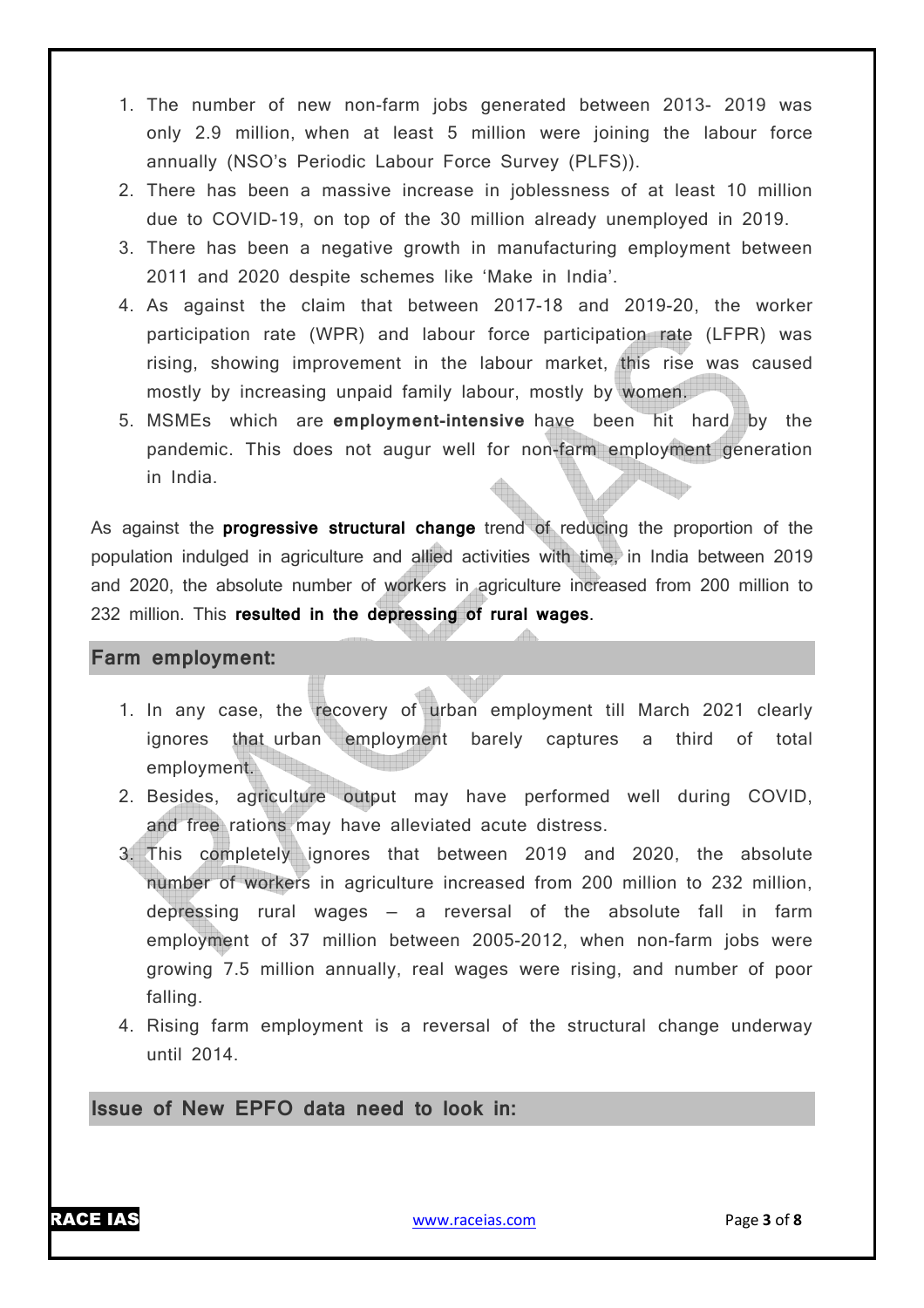1. The number of new non-farm jobs generated between 2013- 2019 was only 2.9 million, when at least 5 million were joining the labour force annually (NSO's Periodic Labour Force Survey (PLFS)).
2. There has been a massive increase in joblessness of at least 10 million due to COVID-19, on top of the 30 million already unemployed in 2019.
3. There has been a negative growth in manufacturing employment between 2011 and 2020 despite schemes like 'Make in India'.
4. As against the claim that between 2017-18 and 2019-20, the worker participation rate (WPR) and labour force participation rate (LFPR) was rising, showing improvement in the labour market, this rise was caused mostly by increasing unpaid family labour, mostly by women.
5. MSMEs which are **employment-intensive** have been hit hard by the pandemic. This does not augur well for non-farm employment generation in India.

As against the **progressive structural change** trend of reducing the proportion of the population indulged in agriculture and allied activities with time, in India between 2019 and 2020, the absolute number of workers in agriculture increased from 200 million to 232 million. This **resulted in the depressing of rural wages**.

## Farm employment:

1. In any case, the recovery of urban employment till March 2021 clearly ignores that urban employment barely captures a third of total employment.
2. Besides, agriculture output may have performed well during COVID, and free rations may have alleviated acute distress.
3. This completely ignores that between 2019 and 2020, the absolute number of workers in agriculture increased from 200 million to 232 million, depressing rural wages – a reversal of the absolute fall in farm employment of 37 million between 2005-2012, when non-farm jobs were growing 7.5 million annually, real wages were rising, and number of poor falling.
4. Rising farm employment is a reversal of the structural change underway until 2014.

## Issue of New EPFO data need to look in: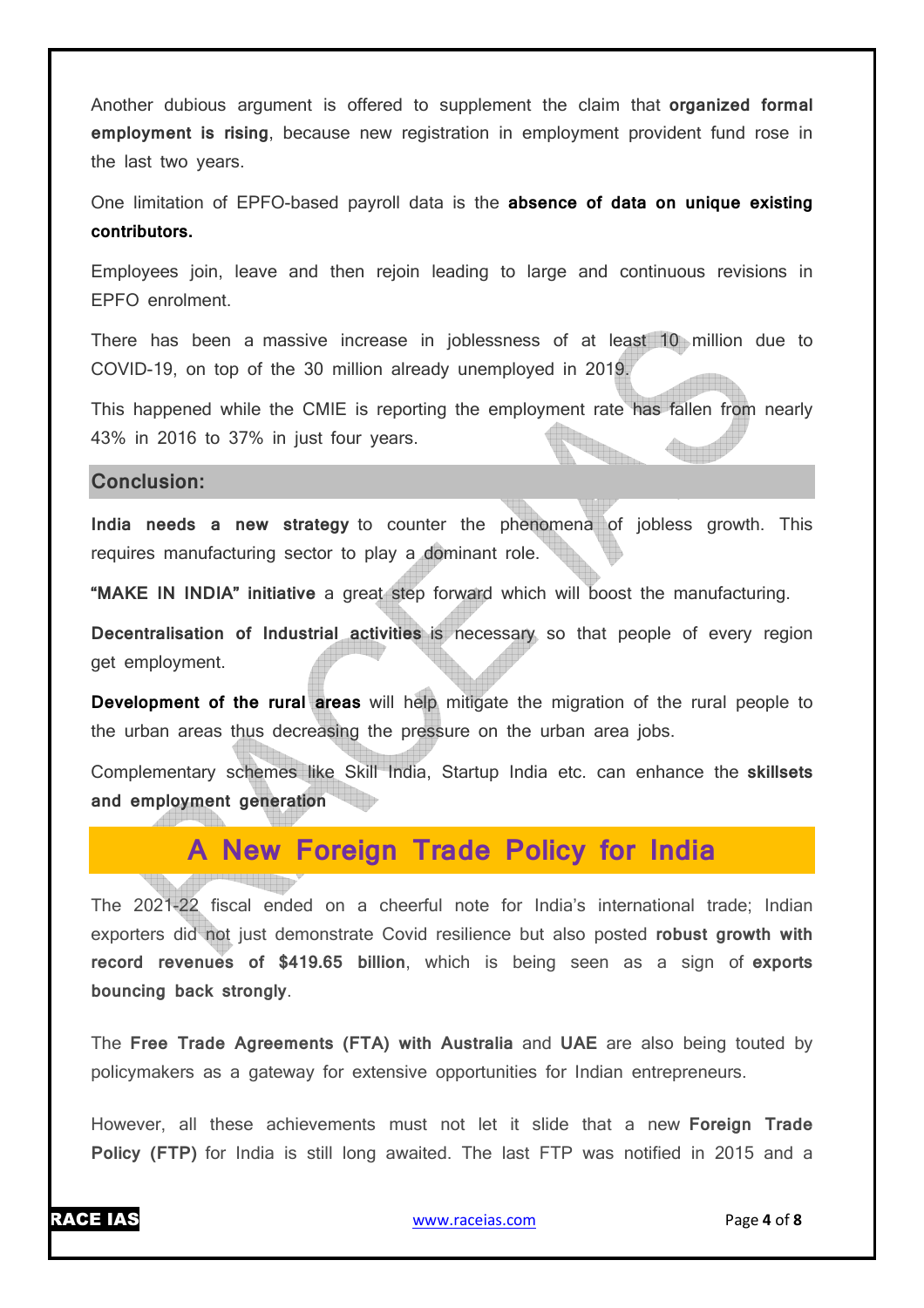Another dubious argument is offered to supplement the claim that **organized formal employment is rising**, because new registration in employment provident fund rose in the last two years.

One limitation of EPFO-based payroll data is the **absence of data on unique existing contributors.**

Employees join, leave and then rejoin leading to large and continuous revisions in EPFO enrolment.

There has been a massive increase in joblessness of at least 10 million due to COVID-19, on top of the 30 million already unemployed in 2019.

This happened while the CMIE is reporting the employment rate has fallen from nearly 43% in 2016 to 37% in just four years.

## Conclusion:

**India needs a new strategy** to counter the phenomena of jobless growth. This requires manufacturing sector to play a dominant role.

**"MAKE IN INDIA" initiative** a great step forward which will boost the manufacturing.

**Decentralisation of Industrial activities** is necessary so that people of every region get employment.

**Development of the rural areas** will help mitigate the migration of the rural people to the urban areas thus decreasing the pressure on the urban area jobs.

Complementary schemes like Skill India, Startup India etc. can enhance the **skillsets and employment generation**

# A New Foreign Trade Policy for India

The 2021-22 fiscal ended on a cheerful note for India's international trade; Indian exporters did not just demonstrate Covid resilience but also posted **robust growth with record revenues of $419.65 billion**, which is being seen as a sign of **exports bouncing back strongly**.

The **Free Trade Agreements (FTA) with Australia** and **UAE** are also being touted by policymakers as a gateway for extensive opportunities for Indian entrepreneurs.

However, all these achievements must not let it slide that a new **Foreign Trade Policy (FTP)** for India is still long awaited. The last FTP was notified in 2015 and a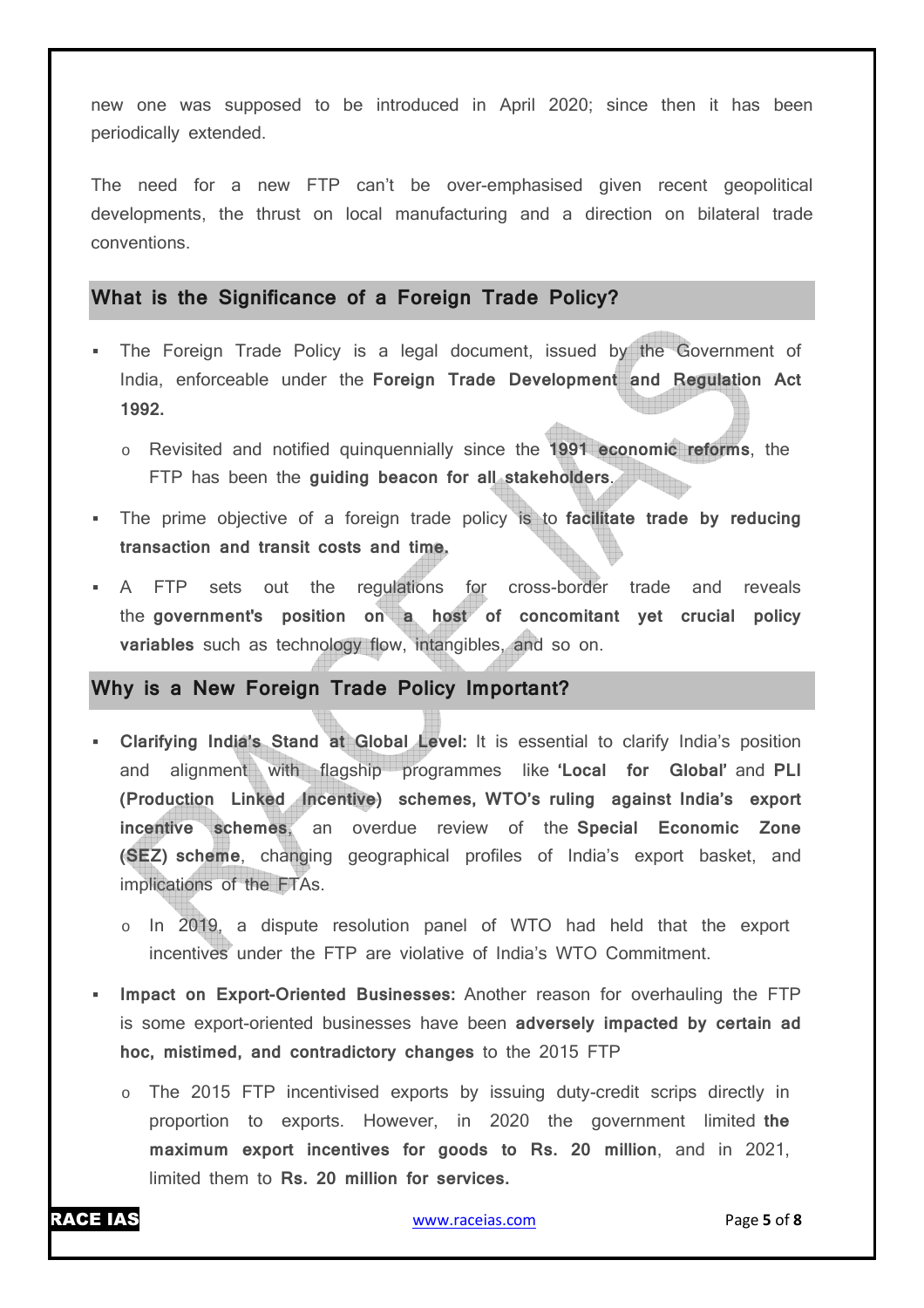new one was supposed to be introduced in April 2020; since then it has been periodically extended.

The need for a new FTP can't be over-emphasised given recent geopolitical developments, the thrust on local manufacturing and a direction on bilateral trade conventions.

## What is the Significance of a Foreign Trade Policy?

- The Foreign Trade Policy is a legal document, issued by the Government of India, enforceable under the **Foreign Trade Development and Regulation Act 1992.**
  - Revisited and notified quinquennially since the **1991 economic reforms**, the FTP has been the **guiding beacon for all stakeholders**.
- The prime objective of a foreign trade policy is to **facilitate trade by reducing transaction and transit costs and time.**
- A FTP sets out the regulations for cross-border trade and reveals the **government's position on a host of concomitant yet crucial policy variables** such as technology flow, intangibles, and so on.

## Why is a New Foreign Trade Policy Important?

- **Clarifying India's Stand at Global Level:** It is essential to clarify India's position and alignment with flagship programmes like **'Local for Global'** and **PLI (Production Linked Incentive) schemes, WTO's ruling against India's export incentive schemes**, an overdue review of the **Special Economic Zone (SEZ) scheme**, changing geographical profiles of India's export basket, and implications of the FTAs.
  - In 2019, a dispute resolution panel of WTO had held that the export incentives under the FTP are violative of India's WTO Commitment.
- **Impact on Export-Oriented Businesses:** Another reason for overhauling the FTP is some export-oriented businesses have been **adversely impacted by certain ad hoc, mistimed, and contradictory changes** to the 2015 FTP
  - The 2015 FTP incentivised exports by issuing duty-credit scrips directly in proportion to exports. However, in 2020 the government limited **the maximum export incentives for goods to Rs. 20 million**, and in 2021, limited them to **Rs. 20 million for services.**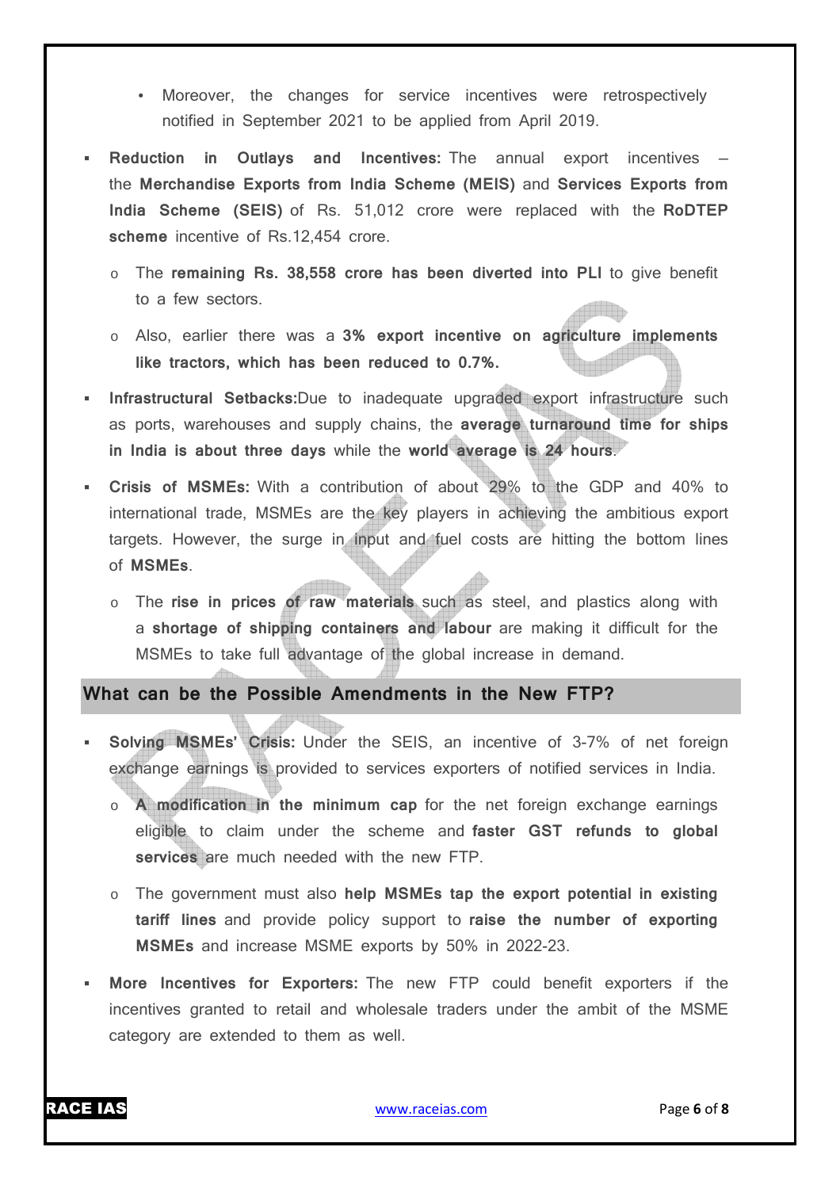- Moreover, the changes for service incentives were retrospectively notified in September 2021 to be applied from April 2019.

- **Reduction in Outlays and Incentives:** The annual export incentives – the **Merchandise Exports from India Scheme (MEIS)** and **Services Exports from India Scheme (SEIS)** of Rs. 51,012 crore were replaced with the **RoDTEP scheme** incentive of Rs.12,454 crore.
  - The **remaining Rs. 38,558 crore has been diverted into PLI** to give benefit to a few sectors.
  - Also, earlier there was a **3% export incentive on agriculture implements like tractors, which has been reduced to 0.7%.**

- **Infrastructural Setbacks:**Due to inadequate upgraded export infrastructure such as ports, warehouses and supply chains, the **average turnaround time for ships in India is about three days** while the **world average is 24 hours**.

- **Crisis of MSMEs:** With a contribution of about 29% to the GDP and 40% to international trade, MSMEs are the key players in achieving the ambitious export targets. However, the surge in input and fuel costs are hitting the bottom lines of **MSMEs**.
  - The **rise in prices of raw materials** such as steel, and plastics along with a **shortage of shipping containers and labour** are making it difficult for the MSMEs to take full advantage of the global increase in demand.

## What can be the Possible Amendments in the New FTP?

- **Solving MSMEs' Crisis:** Under the SEIS, an incentive of 3-7% of net foreign exchange earnings is provided to services exporters of notified services in India.
  - **A modification in the minimum cap** for the net foreign exchange earnings eligible to claim under the scheme and **faster GST refunds to global services** are much needed with the new FTP.
  - The government must also **help MSMEs tap the export potential in existing tariff lines** and provide policy support to **raise the number of exporting MSMEs** and increase MSME exports by 50% in 2022-23.

- **More Incentives for Exporters:** The new FTP could benefit exporters if the incentives granted to retail and wholesale traders under the ambit of the MSME category are extended to them as well.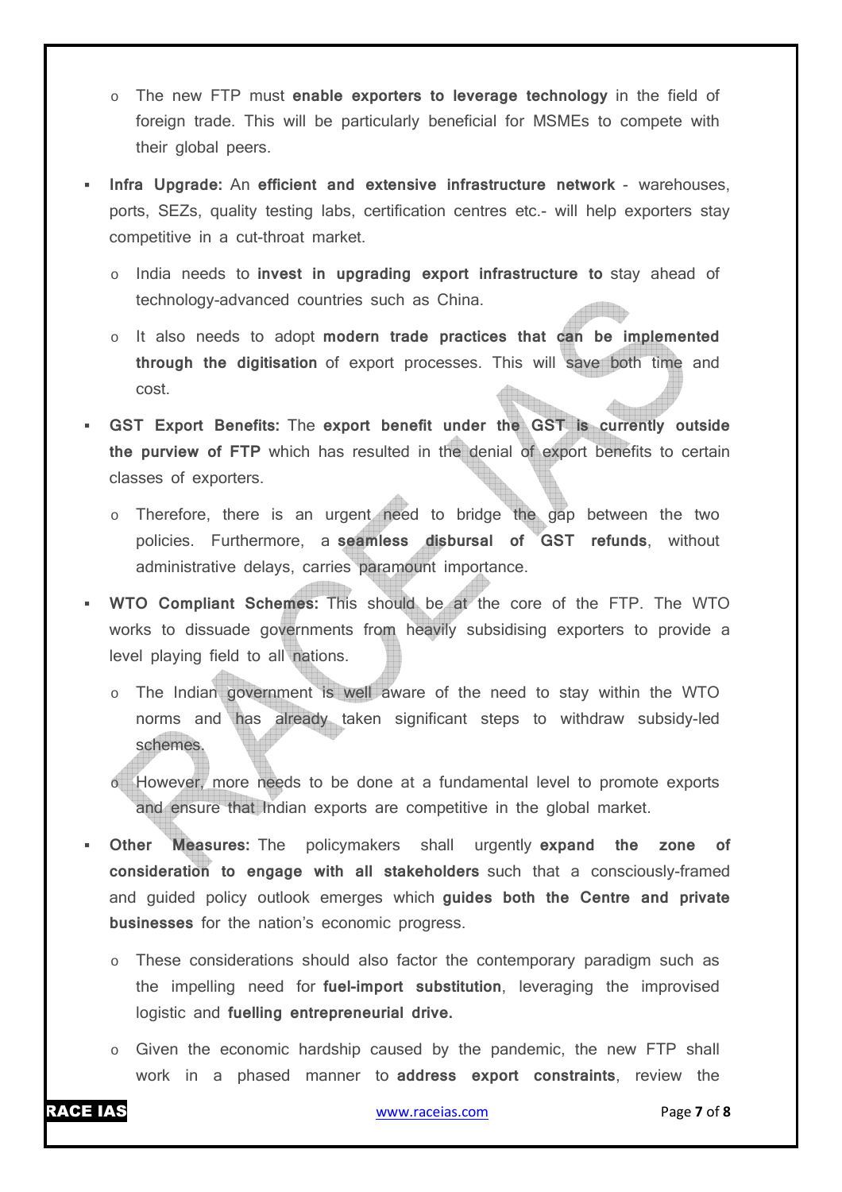- The new FTP must **enable exporters to leverage technology** in the field of foreign trade. This will be particularly beneficial for MSMEs to compete with their global peers.

- **Infra Upgrade:** An **efficient and extensive infrastructure network** - warehouses, ports, SEZs, quality testing labs, certification centres etc.- will help exporters stay competitive in a cut-throat market.
  - India needs to **invest in upgrading export infrastructure to** stay ahead of technology-advanced countries such as China.
  - It also needs to adopt **modern trade practices that can be implemented through the digitisation** of export processes. This will save both time and cost.

- **GST Export Benefits:** The **export benefit under the GST is currently outside the purview of FTP** which has resulted in the denial of export benefits to certain classes of exporters.
  - Therefore, there is an urgent need to bridge the gap between the two policies. Furthermore, a **seamless disbursal of GST refunds**, without administrative delays, carries paramount importance.

- **WTO Compliant Schemes:** This should be at the core of the FTP. The WTO works to dissuade governments from heavily subsidising exporters to provide a level playing field to all nations.
  - The Indian government is well aware of the need to stay within the WTO norms and has already taken significant steps to withdraw subsidy-led schemes.
  - However, more needs to be done at a fundamental level to promote exports and ensure that Indian exports are competitive in the global market.

- **Other Measures:** The policymakers shall urgently **expand the zone of consideration to engage with all stakeholders** such that a consciously-framed and guided policy outlook emerges which **guides both the Centre and private businesses** for the nation's economic progress.
  - These considerations should also factor the contemporary paradigm such as the impelling need for **fuel-import substitution**, leveraging the improvised logistic and **fuelling entrepreneurial drive.**
  - Given the economic hardship caused by the pandemic, the new FTP shall work in a phased manner to **address export constraints**, review the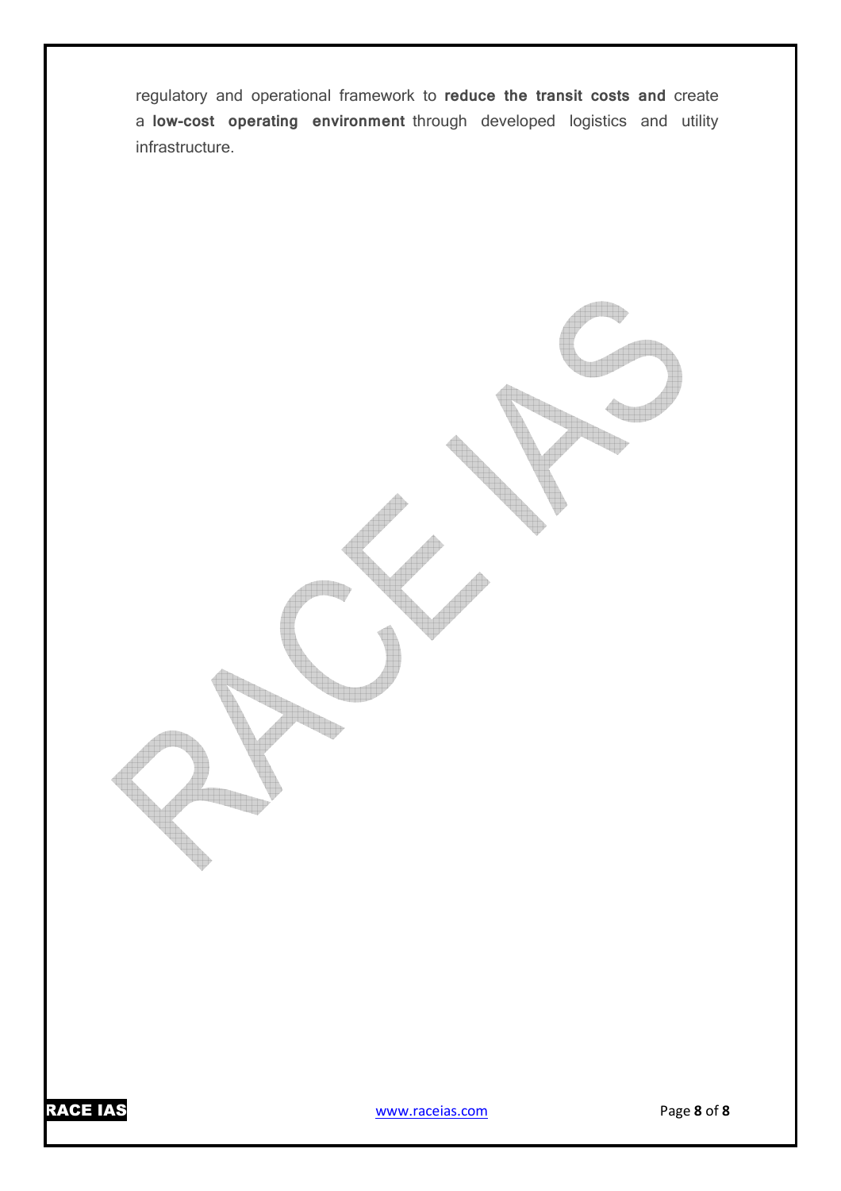regulatory and operational framework to **reduce the transit costs and** create a **low-cost operating environment** through developed logistics and utility infrastructure.